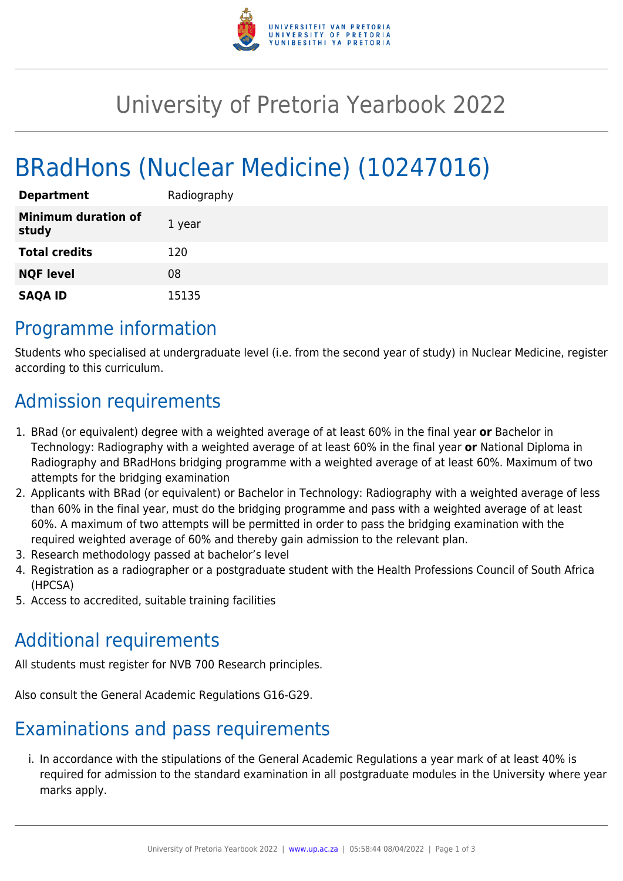# University of Pretoria Yearbook 2022

# BRadHons (Nuclear Medicine) (10247016)

| | |
|---|---|
| **Department** | Radiography |
| **Minimum duration of study** | 1 year |
| **Total credits** | 120 |
| **NQF level** | 08 |
| **SAQA ID** | 15135 |

## Programme information

Students who specialised at undergraduate level (i.e. from the second year of study) in Nuclear Medicine, register according to this curriculum.

## Admission requirements

1. BRad (or equivalent) degree with a weighted average of at least 60% in the final year **or** Bachelor in Technology: Radiography with a weighted average of at least 60% in the final year **or** National Diploma in Radiography and BRadHons bridging programme with a weighted average of at least 60%. Maximum of two attempts for the bridging examination
2. Applicants with BRad (or equivalent) or Bachelor in Technology: Radiography with a weighted average of less than 60% in the final year, must do the bridging programme and pass with a weighted average of at least 60%. A maximum of two attempts will be permitted in order to pass the bridging examination with the required weighted average of 60% and thereby gain admission to the relevant plan.
3. Research methodology passed at bachelor's level
4. Registration as a radiographer or a postgraduate student with the Health Professions Council of South Africa (HPCSA)
5. Access to accredited, suitable training facilities

## Additional requirements

All students must register for NVB 700 Research principles.

Also consult the General Academic Regulations G16-G29.

## Examinations and pass requirements

i. In accordance with the stipulations of the General Academic Regulations a year mark of at least 40% is required for admission to the standard examination in all postgraduate modules in the University where year marks apply.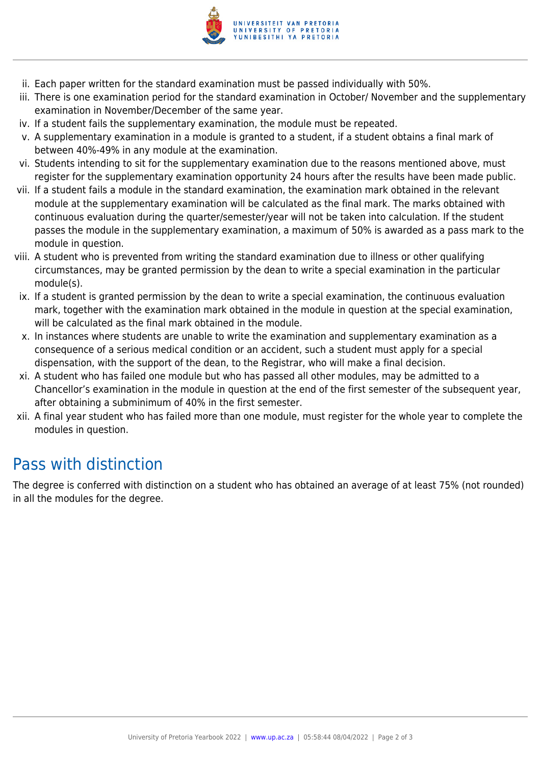ii. Each paper written for the standard examination must be passed individually with 50%.
iii. There is one examination period for the standard examination in October/ November and the supplementary examination in November/December of the same year.
iv. If a student fails the supplementary examination, the module must be repeated.
v. A supplementary examination in a module is granted to a student, if a student obtains a final mark of between 40%-49% in any module at the examination.
vi. Students intending to sit for the supplementary examination due to the reasons mentioned above, must register for the supplementary examination opportunity 24 hours after the results have been made public.
vii. If a student fails a module in the standard examination, the examination mark obtained in the relevant module at the supplementary examination will be calculated as the final mark. The marks obtained with continuous evaluation during the quarter/semester/year will not be taken into calculation. If the student passes the module in the supplementary examination, a maximum of 50% is awarded as a pass mark to the module in question.
viii. A student who is prevented from writing the standard examination due to illness or other qualifying circumstances, may be granted permission by the dean to write a special examination in the particular module(s).
ix. If a student is granted permission by the dean to write a special examination, the continuous evaluation mark, together with the examination mark obtained in the module in question at the special examination, will be calculated as the final mark obtained in the module.
x. In instances where students are unable to write the examination and supplementary examination as a consequence of a serious medical condition or an accident, such a student must apply for a special dispensation, with the support of the dean, to the Registrar, who will make a final decision.
xi. A student who has failed one module but who has passed all other modules, may be admitted to a Chancellor's examination in the module in question at the end of the first semester of the subsequent year, after obtaining a subminimum of 40% in the first semester.
xii. A final year student who has failed more than one module, must register for the whole year to complete the modules in question.

## Pass with distinction

The degree is conferred with distinction on a student who has obtained an average of at least 75% (not rounded) in all the modules for the degree.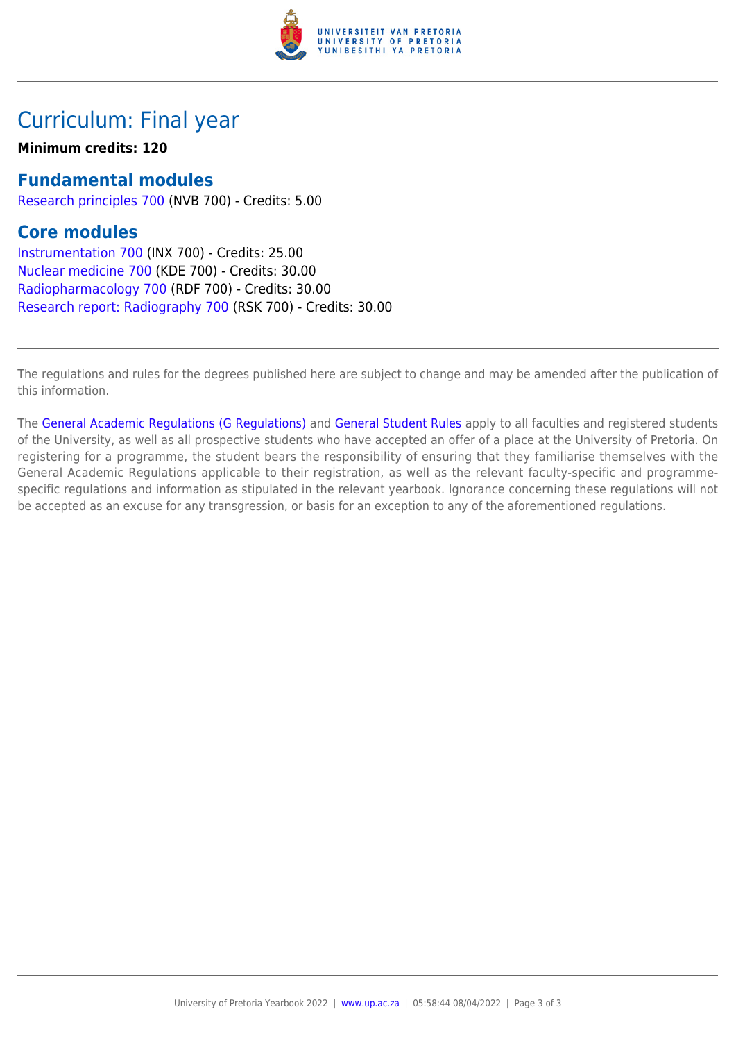# Curriculum: Final year

**Minimum credits: 120**

## Fundamental modules

Research principles 700 (NVB 700) - Credits: 5.00

## Core modules

Instrumentation 700 (INX 700) - Credits: 25.00
Nuclear medicine 700 (KDE 700) - Credits: 30.00
Radiopharmacology 700 (RDF 700) - Credits: 30.00
Research report: Radiography 700 (RSK 700) - Credits: 30.00

---

The regulations and rules for the degrees published here are subject to change and may be amended after the publication of this information.

The General Academic Regulations (G Regulations) and General Student Rules apply to all faculties and registered students of the University, as well as all prospective students who have accepted an offer of a place at the University of Pretoria. On registering for a programme, the student bears the responsibility of ensuring that they familiarise themselves with the General Academic Regulations applicable to their registration, as well as the relevant faculty-specific and programme-specific regulations and information as stipulated in the relevant yearbook. Ignorance concerning these regulations will not be accepted as an excuse for any transgression, or basis for an exception to any of the aforementioned regulations.